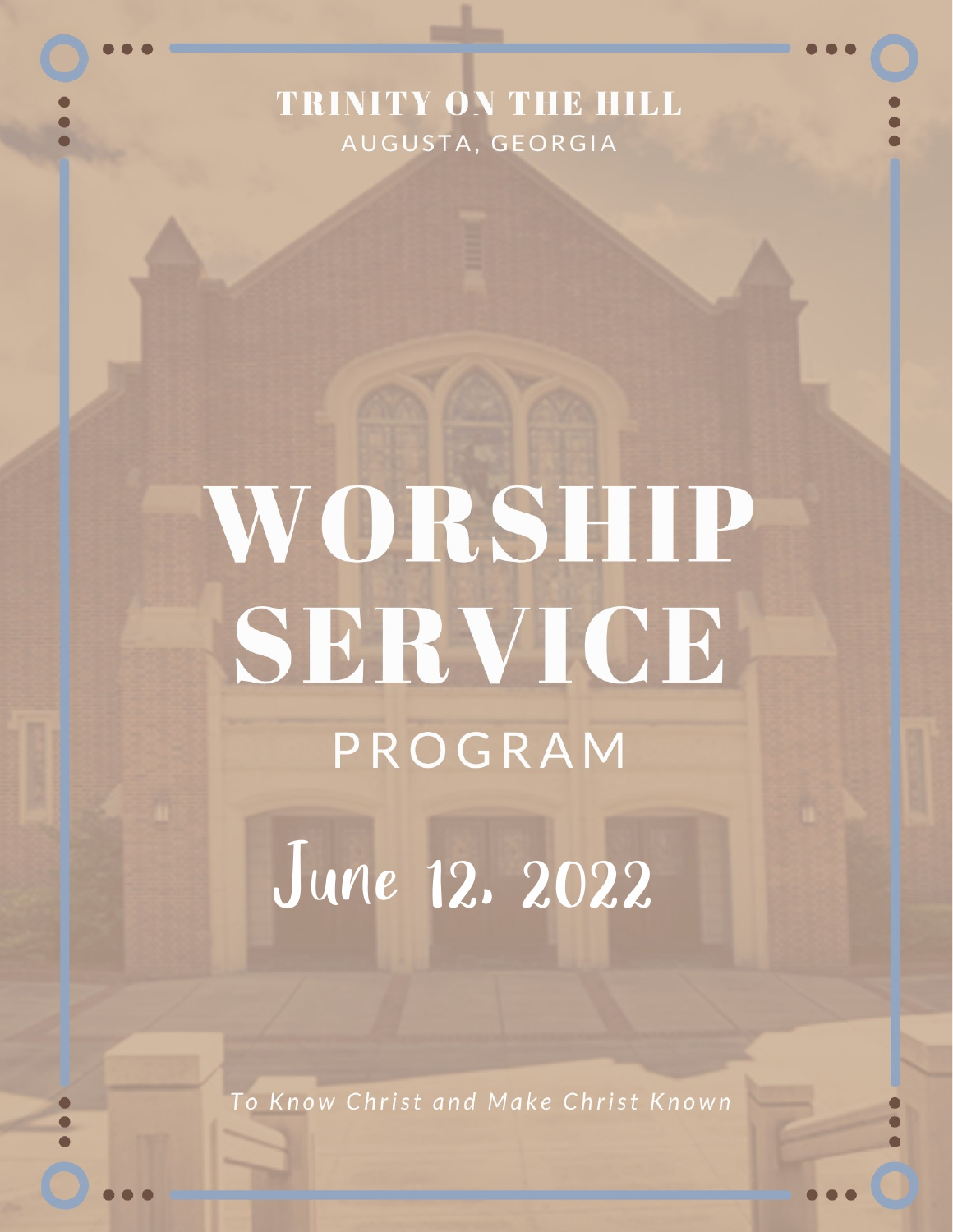TRINITY ON THE HILL

AUGUSTA, GEORGIA

# WORSHIP SERVICE

PROGRAM

## June 12, 2022

*To Know Christ and Make Christ Known*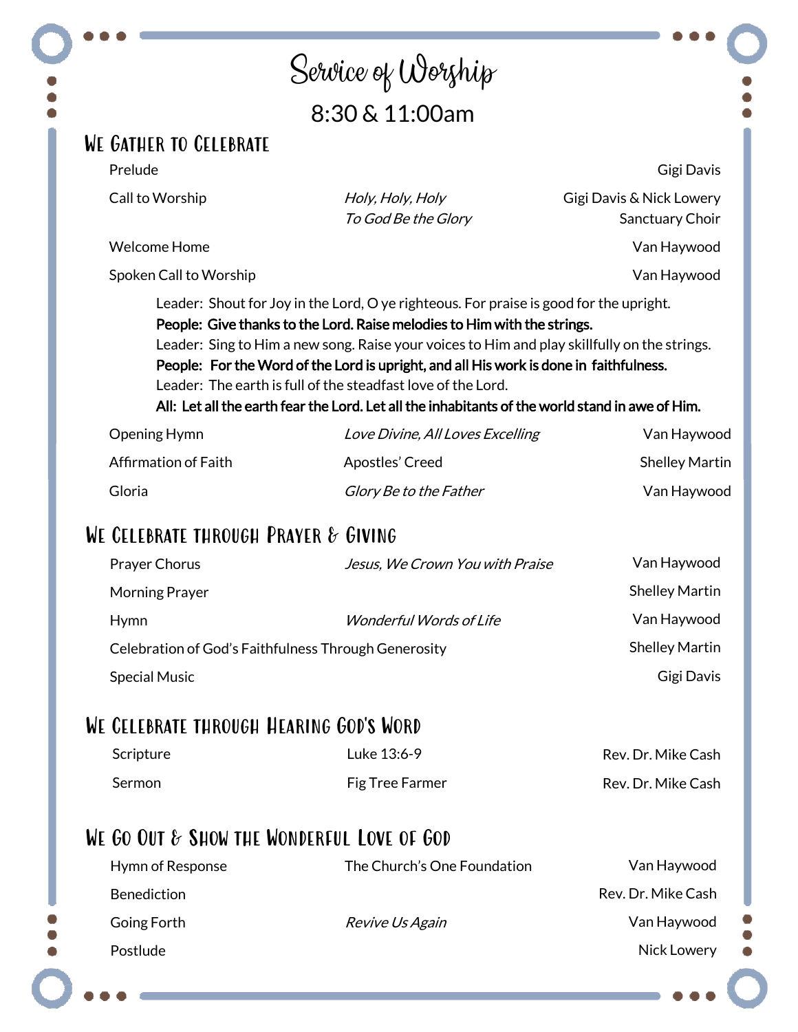# Service of Worship

8:30 & 11:00am

## We Gather to Celebrate

| | | |
|---|---|---|
| Prelude | | Gigi Davis |
| Call to Worship | *Holy, Holy, Holy* | Gigi Davis & Nick Lowery |
| | *To God Be the Glory* | Sanctuary Choir |
| Welcome Home | | Van Haywood |
| Spoken Call to Worship | | Van Haywood |

Leader: Shout for Joy in the Lord, O ye righteous. For praise is good for the upright.
**People: Give thanks to the Lord. Raise melodies to Him with the strings.**
Leader: Sing to Him a new song. Raise your voices to Him and play skillfully on the strings.
**People: For the Word of the Lord is upright, and all His work is done in faithfulness.**
Leader: The earth is full of the steadfast love of the Lord.
**All: Let all the earth fear the Lord. Let all the inhabitants of the world stand in awe of Him.**

| | | |
|---|---|---|
| Opening Hymn | *Love Divine, All Loves Excelling* | Van Haywood |
| Affirmation of Faith | Apostles' Creed | Shelley Martin |
| Gloria | *Glory Be to the Father* | Van Haywood |

## We Celebrate through Prayer & Giving

| | | |
|---|---|---|
| Prayer Chorus | *Jesus, We Crown You with Praise* | Van Haywood |
| Morning Prayer | | Shelley Martin |
| Hymn | *Wonderful Words of Life* | Van Haywood |
| Celebration of God's Faithfulness Through Generosity | | Shelley Martin |
| Special Music | | Gigi Davis |

## We Celebrate through Hearing God's Word

| | | |
|---|---|---|
| Scripture | Luke 13:6-9 | Rev. Dr. Mike Cash |
| Sermon | Fig Tree Farmer | Rev. Dr. Mike Cash |

## We Go Out & Show the Wonderful Love of God

| | | |
|---|---|---|
| Hymn of Response | The Church's One Foundation | Van Haywood |
| Benediction | | Rev. Dr. Mike Cash |
| Going Forth | *Revive Us Again* | Van Haywood |
| Postlude | | Nick Lowery |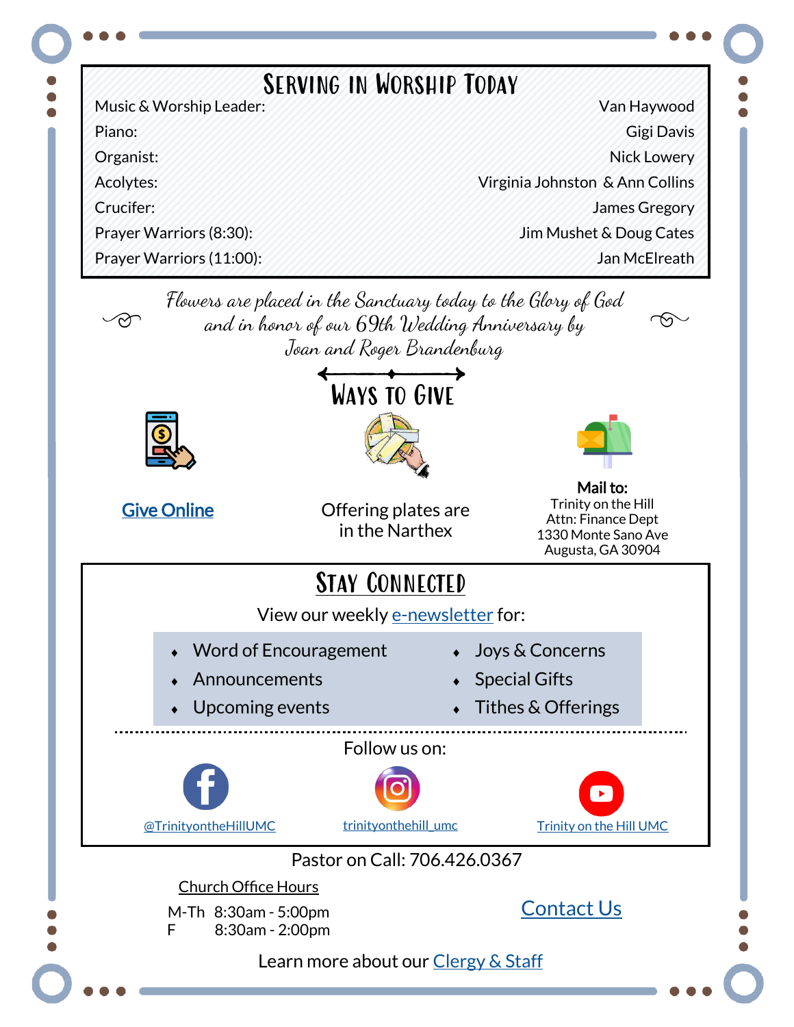## Serving in Worship Today

| | |
|---|---|
| Music & Worship Leader: | Van Haywood |
| Piano: | Gigi Davis |
| Organist: | Nick Lowery |
| Acolytes: | Virginia Johnston & Ann Collins |
| Crucifer: | James Gregory |
| Prayer Warriors (8:30): | Jim Mushet & Doug Cates |
| Prayer Warriors (11:00): | Jan McElreath |

*Flowers are placed in the Sanctuary today to the Glory of God and in honor of our 69th Wedding Anniversary by Joan and Roger Brandenburg*

## Ways to Give

**Give Online**

Offering plates are in the Narthex

**Mail to:**
Trinity on the Hill
Attn: Finance Dept
1330 Monte Sano Ave
Augusta, GA 30904

## Stay Connected

View our weekly e-newsletter for:

- Word of Encouragement
- Announcements
- Upcoming events
- Joys & Concerns
- Special Gifts
- Tithes & Offerings

Follow us on:

@TrinityontheHillUMC

trinityonthehill_umc

Trinity on the Hill UMC

Pastor on Call: 706.426.0367

Church Office Hours

M-Th 8:30am - 5:00pm
F 8:30am - 2:00pm

Contact Us

Learn more about our Clergy & Staff